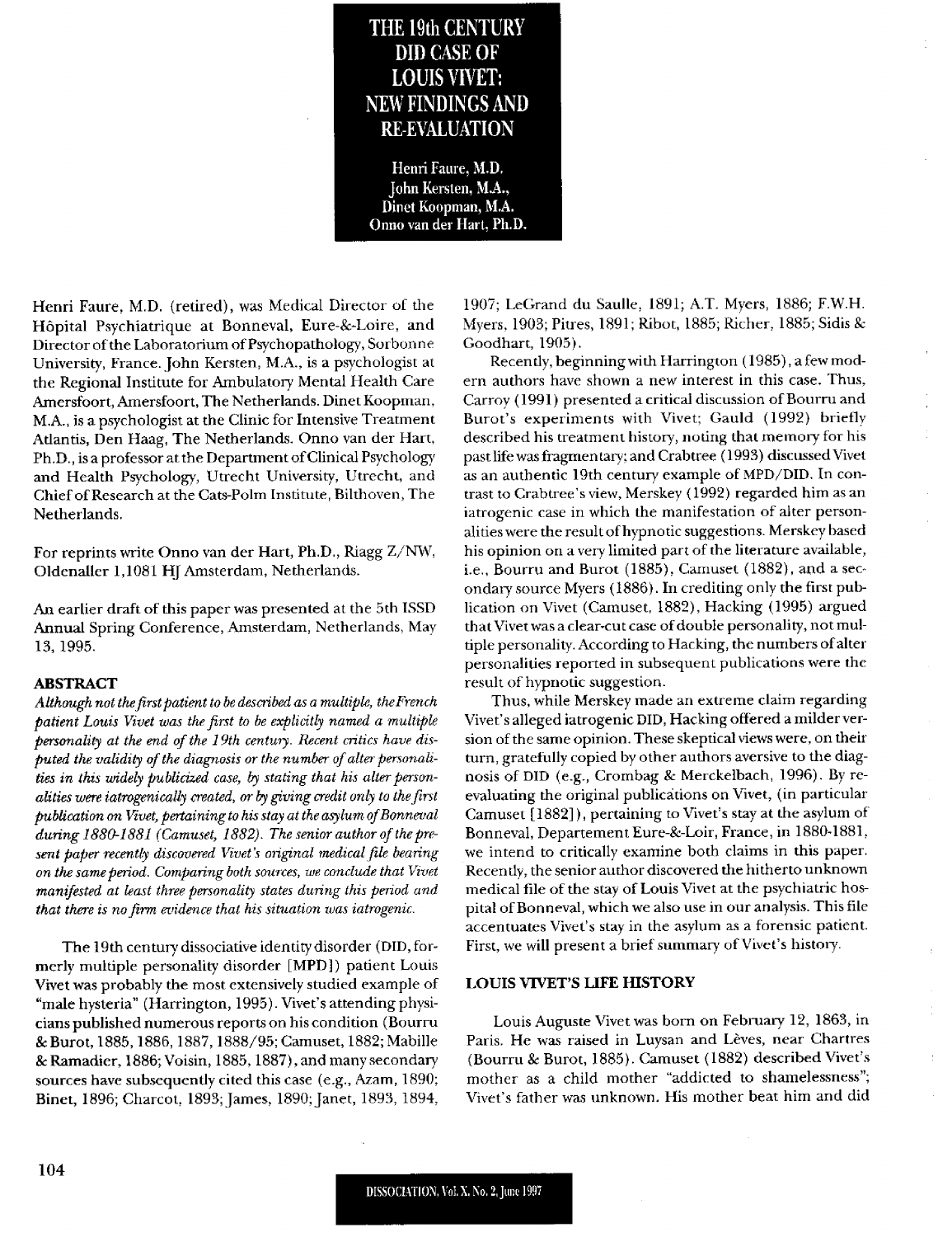# THE 19th CENTURY DID CASE OF LOUIS VIVET: NEW FINDINGS AND RE-EVALUATION

Henri Faure, M.D.
John Kersten, M.A.,
Dinet Koopman, M.A.
Onno van der Hart, Ph.D.

Henri Faure, M.D. (retired), was Medical Director of the Hôpital Psychiatrique at Bonneval, Eure-&-Loire, and Director of the Laboratorium of Psychopathology, Sorbonne University, France. John Kersten, M.A., is a psychologist at the Regional Institute for Ambulatory Mental Health Care Amersfoort, Amersfoort, The Netherlands. Dinet Koopman, M.A., is a psychologist at the Clinic for Intensive Treatment Atlantis, Den Haag, The Netherlands. Onno van der Hart, Ph.D., is a professor at the Department of Clinical Psychology and Health Psychology, Utrecht University, Utrecht, and Chief of Research at the Cats-Polm Institute, Bilthoven, The Netherlands.

For reprints write Onno van der Hart, Ph.D., Riagg Z/NW, Oldenaller 1,1081 HJ Amsterdam, Netherlands.

An earlier draft of this paper was presented at the 5th ISSD Annual Spring Conference, Amsterdam, Netherlands, May 13, 1995.

## ABSTRACT

*Although not the first patient to be described as a multiple, the French patient Louis Vivet was the first to be explicitly named a multiple personality at the end of the 19th century. Recent critics have disputed the validity of the diagnosis or the number of alter personalities in this widely publicized case, by stating that his alter personalities were iatrogenically created, or by giving credit only to the first publication on Vivet, pertaining to his stay at the asylum of Bonneval during 1880-1881 (Camuset, 1882). The senior author of the present paper recently discovered Vivet's original medical file bearing on the same period. Comparing both sources, we conclude that Vivet manifested at least three personality states during this period and that there is no firm evidence that his situation was iatrogenic.*

The 19th century dissociative identity disorder (DID, formerly multiple personality disorder [MPD]) patient Louis Vivet was probably the most extensively studied example of "male hysteria" (Harrington, 1995). Vivet's attending physicians published numerous reports on his condition (Bourru & Burot, 1885, 1886, 1887, 1888/95; Camuset, 1882; Mabille & Ramadier, 1886; Voisin, 1885, 1887), and many secondary sources have subsequently cited this case (e.g., Azam, 1890; Binet, 1896; Charcot, 1893; James, 1890; Janet, 1893, 1894, 1907; LeGrand du Saulle, 1891; A.T. Myers, 1886; F.W.H. Myers, 1903; Pitres, 1891; Ribot, 1885; Richer, 1885; Sidis & Goodhart, 1905).

Recently, beginning with Harrington (1985), a few modern authors have shown a new interest in this case. Thus, Carroy (1991) presented a critical discussion of Bourru and Burot's experiments with Vivet; Gauld (1992) briefly described his treatment history, noting that memory for his past life was fragmentary; and Crabtree (1993) discussed Vivet as an authentic 19th century example of MPD/DID. In contrast to Crabtree's view, Merskey (1992) regarded him as an iatrogenic case in which the manifestation of alter personalities were the result of hypnotic suggestions. Merskey based his opinion on a very limited part of the literature available, i.e., Bourru and Burot (1885), Camuset (1882), and a secondary source Myers (1886). In crediting only the first publication on Vivet (Camuset, 1882), Hacking (1995) argued that Vivet was a clear-cut case of double personality, not multiple personality. According to Hacking, the numbers of alter personalities reported in subsequent publications were the result of hypnotic suggestion.

Thus, while Merskey made an extreme claim regarding Vivet's alleged iatrogenic DID, Hacking offered a milder version of the same opinion. These skeptical views were, on their turn, gratefully copied by other authors aversive to the diagnosis of DID (e.g., Crombag & Merckelbach, 1996). By re-evaluating the original publications on Vivet, (in particular Camuset [1882]), pertaining to Vivet's stay at the asylum of Bonneval, Departement Eure-&-Loir, France, in 1880-1881, we intend to critically examine both claims in this paper. Recently, the senior author discovered the hitherto unknown medical file of the stay of Louis Vivet at the psychiatric hospital of Bonneval, which we also use in our analysis. This file accentuates Vivet's stay in the asylum as a forensic patient. First, we will present a brief summary of Vivet's history.

## LOUIS VIVET'S LIFE HISTORY

Louis Auguste Vivet was born on February 12, 1863, in Paris. He was raised in Luysan and Lèves, near Chartres (Bourru & Burot, 1885). Camuset (1882) described Vivet's mother as a child mother "addicted to shamelessness"; Vivet's father was unknown. His mother beat him and did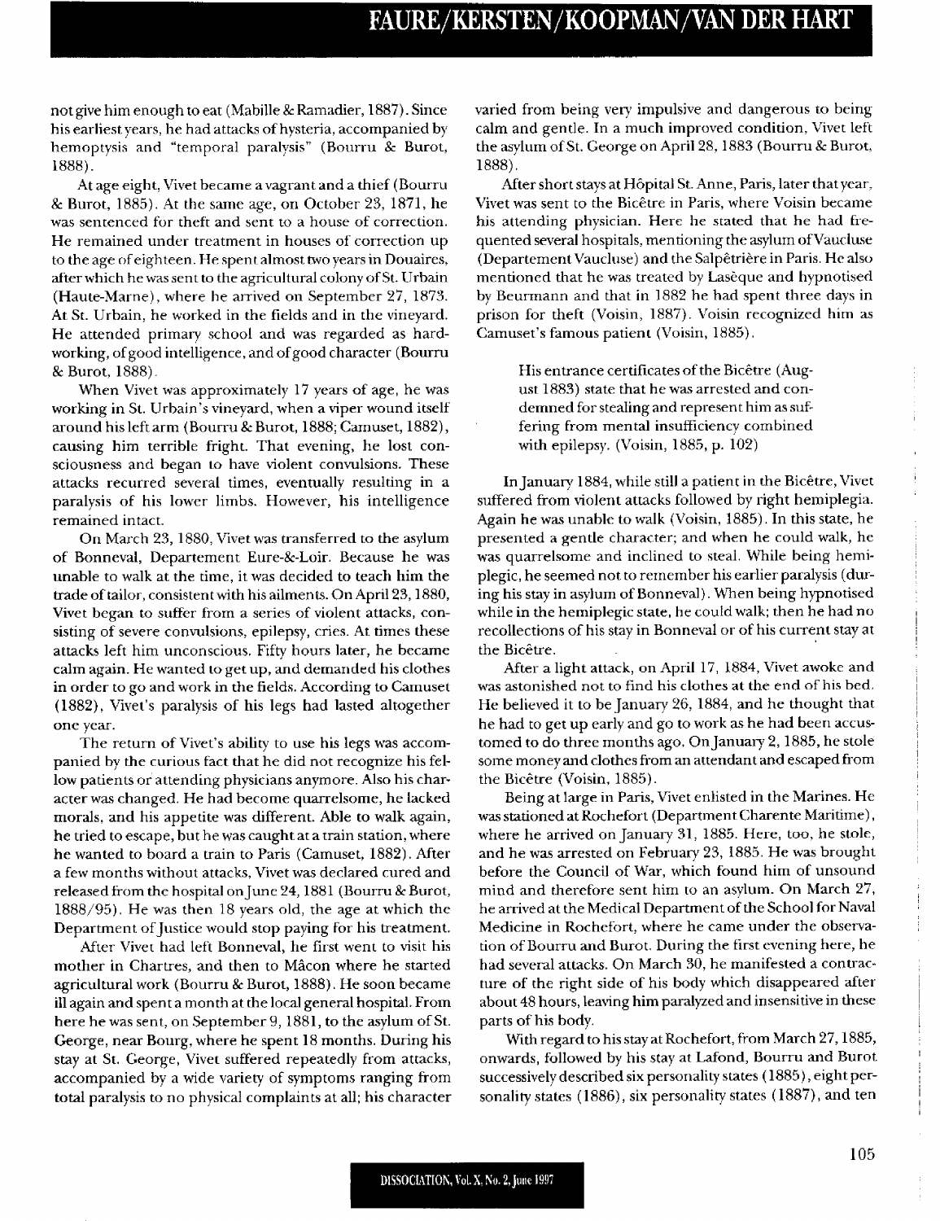not give him enough to eat (Mabille & Ramadier, 1887). Since his earliest years, he had attacks of hysteria, accompanied by hemoptysis and "temporal paralysis" (Bourru & Burot, 1888).

At age eight, Vivet became a vagrant and a thief (Bourru & Burot, 1885). At the same age, on October 23, 1871, he was sentenced for theft and sent to a house of correction. He remained under treatment in houses of correction up to the age of eighteen. He spent almost two years in Douaires, after which he was sent to the agricultural colony of St. Urbain (Haute-Marne), where he arrived on September 27, 1873. At St. Urbain, he worked in the fields and in the vineyard. He attended primary school and was regarded as hardworking, of good intelligence, and of good character (Bourru & Burot, 1888).

When Vivet was approximately 17 years of age, he was working in St. Urbain's vineyard, when a viper wound itself around his left arm (Bourru & Burot, 1888; Camuset, 1882), causing him terrible fright. That evening, he lost consciousness and began to have violent convulsions. These attacks recurred several times, eventually resulting in a paralysis of his lower limbs. However, his intelligence remained intact.

On March 23, 1880, Vivet was transferred to the asylum of Bonneval, Departement Eure-&-Loir. Because he was unable to walk at the time, it was decided to teach him the trade of tailor, consistent with his ailments. On April 23, 1880, Vivet began to suffer from a series of violent attacks, consisting of severe convulsions, epilepsy, cries. At times these attacks left him unconscious. Fifty hours later, he became calm again. He wanted to get up, and demanded his clothes in order to go and work in the fields. According to Camuset (1882), Vivet's paralysis of his legs had lasted altogether one year.

The return of Vivet's ability to use his legs was accompanied by the curious fact that he did not recognize his fellow patients or attending physicians anymore. Also his character was changed. He had become quarrelsome, he lacked morals, and his appetite was different. Able to walk again, he tried to escape, but he was caught at a train station, where he wanted to board a train to Paris (Camuset, 1882). After a few months without attacks, Vivet was declared cured and released from the hospital on June 24, 1881 (Bourru & Burot, 1888/95). He was then 18 years old, the age at which the Department of Justice would stop paying for his treatment.

After Vivet had left Bonneval, he first went to visit his mother in Chartres, and then to Mâcon where he started agricultural work (Bourru & Burot, 1888). He soon became ill again and spent a month at the local general hospital. From here he was sent, on September 9, 1881, to the asylum of St. George, near Bourg, where he spent 18 months. During his stay at St. George, Vivet suffered repeatedly from attacks, accompanied by a wide variety of symptoms ranging from total paralysis to no physical complaints at all; his character varied from being very impulsive and dangerous to being calm and gentle. In a much improved condition, Vivet left the asylum of St. George on April 28, 1883 (Bourru & Burot, 1888).

After short stays at Hôpital St. Anne, Paris, later that year, Vivet was sent to the Bicêtre in Paris, where Voisin became his attending physician. Here he stated that he had frequented several hospitals, mentioning the asylum of Vaucluse (Departement Vaucluse) and the Salpêtrière in Paris. He also mentioned that he was treated by Lasèque and hypnotised by Beurmann and that in 1882 he had spent three days in prison for theft (Voisin, 1887). Voisin recognized him as Camuset's famous patient (Voisin, 1885).

> His entrance certificates of the Bicêtre (August 1883) state that he was arrested and condemned for stealing and represent him as suffering from mental insufficiency combined with epilepsy. (Voisin, 1885, p. 102)

In January 1884, while still a patient in the Bicêtre, Vivet suffered from violent attacks followed by right hemiplegia. Again he was unable to walk (Voisin, 1885). In this state, he presented a gentle character; and when he could walk, he was quarrelsome and inclined to steal. While being hemiplegic, he seemed not to remember his earlier paralysis (during his stay in asylum of Bonneval). When being hypnotised while in the hemiplegic state, he could walk; then he had no recollections of his stay in Bonneval or of his current stay at the Bicêtre.

After a light attack, on April 17, 1884, Vivet awoke and was astonished not to find his clothes at the end of his bed. He believed it to be January 26, 1884, and he thought that he had to get up early and go to work as he had been accustomed to do three months ago. On January 2, 1885, he stole some money and clothes from an attendant and escaped from the Bicêtre (Voisin, 1885).

Being at large in Paris, Vivet enlisted in the Marines. He was stationed at Rochefort (Department Charente Maritime), where he arrived on January 31, 1885. Here, too, he stole, and he was arrested on February 23, 1885. He was brought before the Council of War, which found him of unsound mind and therefore sent him to an asylum. On March 27, he arrived at the Medical Department of the School for Naval Medicine in Rochefort, where he came under the observation of Bourru and Burot. During the first evening here, he had several attacks. On March 30, he manifested a contracture of the right side of his body which disappeared after about 48 hours, leaving him paralyzed and insensitive in these parts of his body.

With regard to his stay at Rochefort, from March 27, 1885, onwards, followed by his stay at Lafond, Bourru and Burot successively described six personality states (1885), eight personality states (1886), six personality states (1887), and ten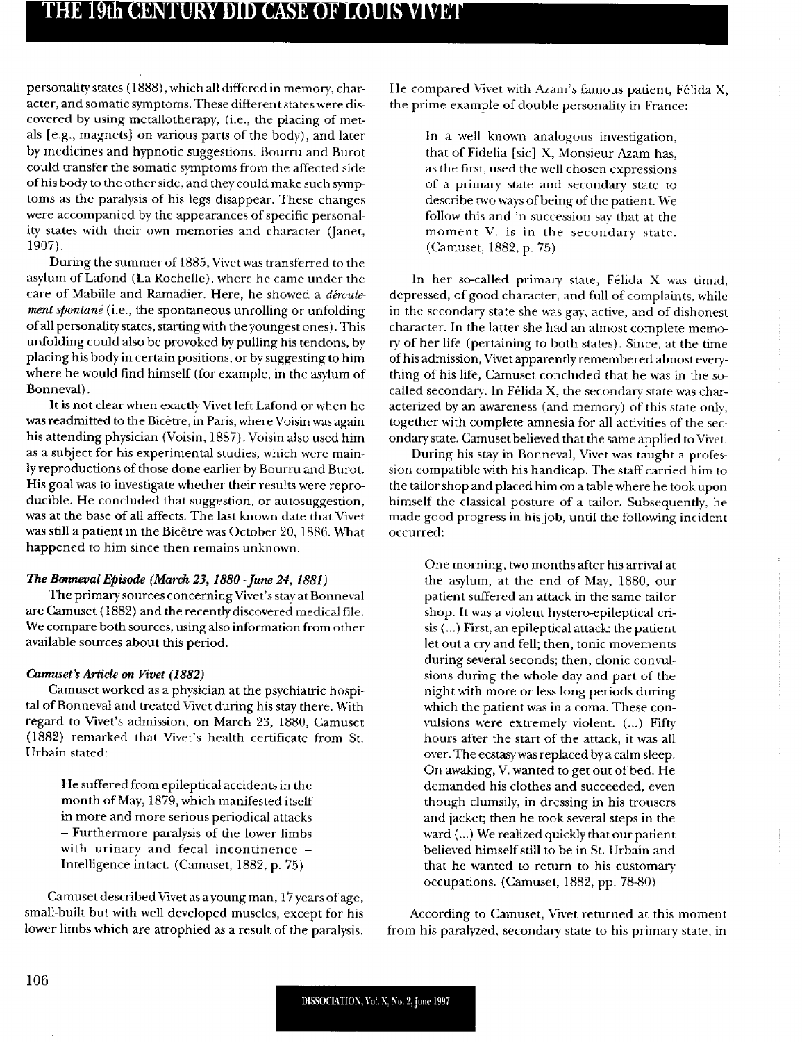personality states (1888), which all differed in memory, character, and somatic symptoms. These different states were discovered by using metallotherapy, (i.e., the placing of metals [e.g., magnets] on various parts of the body), and later by medicines and hypnotic suggestions. Bourru and Burot could transfer the somatic symptoms from the affected side of his body to the other side, and they could make such symptoms as the paralysis of his legs disappear. These changes were accompanied by the appearances of specific personality states with their own memories and character (Janet, 1907).

During the summer of 1885, Vivet was transferred to the asylum of Lafond (La Rochelle), where he came under the care of Mabille and Ramadier. Here, he showed a *déroulement spontané* (i.e., the spontaneous unrolling or unfolding of all personality states, starting with the youngest ones). This unfolding could also be provoked by pulling his tendons, by placing his body in certain positions, or by suggesting to him where he would find himself (for example, in the asylum of Bonneval).

It is not clear when exactly Vivet left Lafond or when he was readmitted to the Bicêtre, in Paris, where Voisin was again his attending physician (Voisin, 1887). Voisin also used him as a subject for his experimental studies, which were mainly reproductions of those done earlier by Bourru and Burot. His goal was to investigate whether their results were reproducible. He concluded that suggestion, or autosuggestion, was at the base of all affects. The last known date that Vivet was still a patient in the Bicêtre was October 20, 1886. What happened to him since then remains unknown.

### *The Bonneval Episode (March 23, 1880 - June 24, 1881)*

The primary sources concerning Vivet's stay at Bonneval are Camuset (1882) and the recently discovered medical file. We compare both sources, using also information from other available sources about this period.

### *Camuset's Article on Vivet (1882)*

Camuset worked as a physician at the psychiatric hospital of Bonneval and treated Vivet during his stay there. With regard to Vivet's admission, on March 23, 1880, Camuset (1882) remarked that Vivet's health certificate from St. Urbain stated:

> He suffered from epileptical accidents in the month of May, 1879, which manifested itself in more and more serious periodical attacks – Furthermore paralysis of the lower limbs with urinary and fecal incontinence – Intelligence intact. (Camuset, 1882, p. 75)

Camuset described Vivet as a young man, 17 years of age, small-built but with well developed muscles, except for his lower limbs which are atrophied as a result of the paralysis. He compared Vivet with Azam's famous patient, Félida X, the prime example of double personality in France:

> In a well known analogous investigation, that of Fidelia [sic] X, Monsieur Azam has, as the first, used the well chosen expressions of a primary state and secondary state to describe two ways of being of the patient. We follow this and in succession say that at the moment V. is in the secondary state. (Camuset, 1882, p. 75)

In her so-called primary state, Félida X was timid, depressed, of good character, and full of complaints, while in the secondary state she was gay, active, and of dishonest character. In the latter she had an almost complete memory of her life (pertaining to both states). Since, at the time of his admission, Vivet apparently remembered almost everything of his life, Camuset concluded that he was in the so-called secondary. In Félida X, the secondary state was characterized by an awareness (and memory) of this state only, together with complete amnesia for all activities of the secondary state. Camuset believed that the same applied to Vivet.

During his stay in Bonneval, Vivet was taught a profession compatible with his handicap. The staff carried him to the tailor shop and placed him on a table where he took upon himself the classical posture of a tailor. Subsequently, he made good progress in his job, until the following incident occurred:

> One morning, two months after his arrival at the asylum, at the end of May, 1880, our patient suffered an attack in the same tailor shop. It was a violent hystero-epileptical crisis (...) First, an epileptical attack: the patient let out a cry and fell; then, tonic movements during several seconds; then, clonic convulsions during the whole day and part of the night with more or less long periods during which the patient was in a coma. These convulsions were extremely violent. (...) Fifty hours after the start of the attack, it was all over. The ecstasy was replaced by a calm sleep. On awaking, V. wanted to get out of bed. He demanded his clothes and succeeded, even though clumsily, in dressing in his trousers and jacket; then he took several steps in the ward (...) We realized quickly that our patient believed himself still to be in St. Urbain and that he wanted to return to his customary occupations. (Camuset, 1882, pp. 78-80)

According to Camuset, Vivet returned at this moment from his paralyzed, secondary state to his primary state, in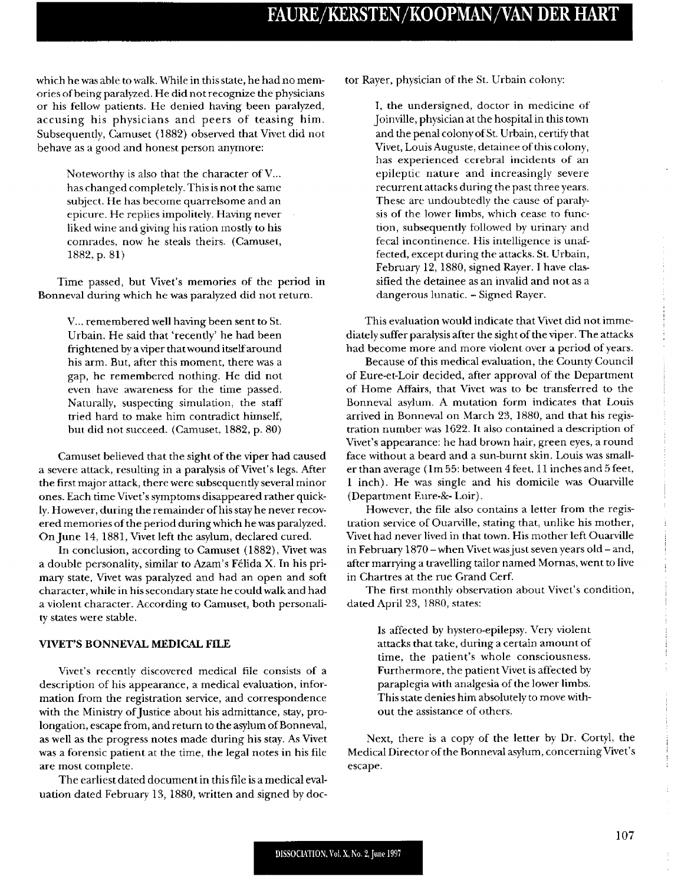which he was able to walk. While in this state, he had no memories of being paralyzed. He did not recognize the physicians or his fellow patients. He denied having been paralyzed, accusing his physicians and peers of teasing him. Subsequently, Camuset (1882) observed that Vivet did not behave as a good and honest person anymore:

> Noteworthy is also that the character of V... has changed completely. This is not the same subject. He has become quarrelsome and an epicure. He replies impolitely. Having never liked wine and giving his ration mostly to his comrades, now he steals theirs. (Camuset, 1882, p. 81)

Time passed, but Vivet's memories of the period in Bonneval during which he was paralyzed did not return.

> V... remembered well having been sent to St. Urbain. He said that 'recently' he had been frightened by a viper that wound itself around his arm. But, after this moment, there was a gap, he remembered nothing. He did not even have awareness for the time passed. Naturally, suspecting simulation, the staff tried hard to make him contradict himself, but did not succeed. (Camuset, 1882, p. 80)

Camuset believed that the sight of the viper had caused a severe attack, resulting in a paralysis of Vivet's legs. After the first major attack, there were subsequently several minor ones. Each time Vivet's symptoms disappeared rather quickly. However, during the remainder of his stay he never recovered memories of the period during which he was paralyzed. On June 14, 1881, Vivet left the asylum, declared cured.

In conclusion, according to Camuset (1882), Vivet was a double personality, similar to Azam's Félida X. In his primary state, Vivet was paralyzed and had an open and soft character, while in his secondary state he could walk and had a violent character. According to Camuset, both personality states were stable.

## VIVET'S BONNEVAL MEDICAL FILE

Vivet's recently discovered medical file consists of a description of his appearance, a medical evaluation, information from the registration service, and correspondence with the Ministry of Justice about his admittance, stay, prolongation, escape from, and return to the asylum of Bonneval, as well as the progress notes made during his stay. As Vivet was a forensic patient at the time, the legal notes in his file are most complete.

The earliest dated document in this file is a medical evaluation dated February 13, 1880, written and signed by doctor Rayer, physician of the St. Urbain colony:

> I, the undersigned, doctor in medicine of Joinville, physician at the hospital in this town and the penal colony of St. Urbain, certify that Vivet, Louis Auguste, detainee of this colony, has experienced cerebral incidents of an epileptic nature and increasingly severe recurrent attacks during the past three years. These are undoubtedly the cause of paralysis of the lower limbs, which cease to function, subsequently followed by urinary and fecal incontinence. His intelligence is unaffected, except during the attacks. St. Urbain, February 12, 1880, signed Rayer. I have classified the detainee as an invalid and not as a dangerous lunatic. – Signed Rayer.

This evaluation would indicate that Vivet did not immediately suffer paralysis after the sight of the viper. The attacks had become more and more violent over a period of years.

Because of this medical evaluation, the County Council of Eure-et-Loir decided, after approval of the Department of Home Affairs, that Vivet was to be transferred to the Bonneval asylum. A mutation form indicates that Louis arrived in Bonneval on March 23, 1880, and that his registration number was 1622. It also contained a description of Vivet's appearance: he had brown hair, green eyes, a round face without a beard and a sun-burnt skin. Louis was smaller than average (1m 55: between 4 feet, 11 inches and 5 feet, 1 inch). He was single and his domicile was Ouarville (Department Eure-&- Loir).

However, the file also contains a letter from the registration service of Ouarville, stating that, unlike his mother, Vivet had never lived in that town. His mother left Ouarville in February 1870 – when Vivet was just seven years old – and, after marrying a travelling tailor named Mornas, went to live in Chartres at the rue Grand Cerf.

The first monthly observation about Vivet's condition, dated April 23, 1880, states:

> Is affected by hystero-epilepsy. Very violent attacks that take, during a certain amount of time, the patient's whole consciousness. Furthermore, the patient Vivet is affected by paraplegia with analgesia of the lower limbs. This state denies him absolutely to move without the assistance of others.

Next, there is a copy of the letter by Dr. Cortyl, the Medical Director of the Bonneval asylum, concerning Vivet's escape.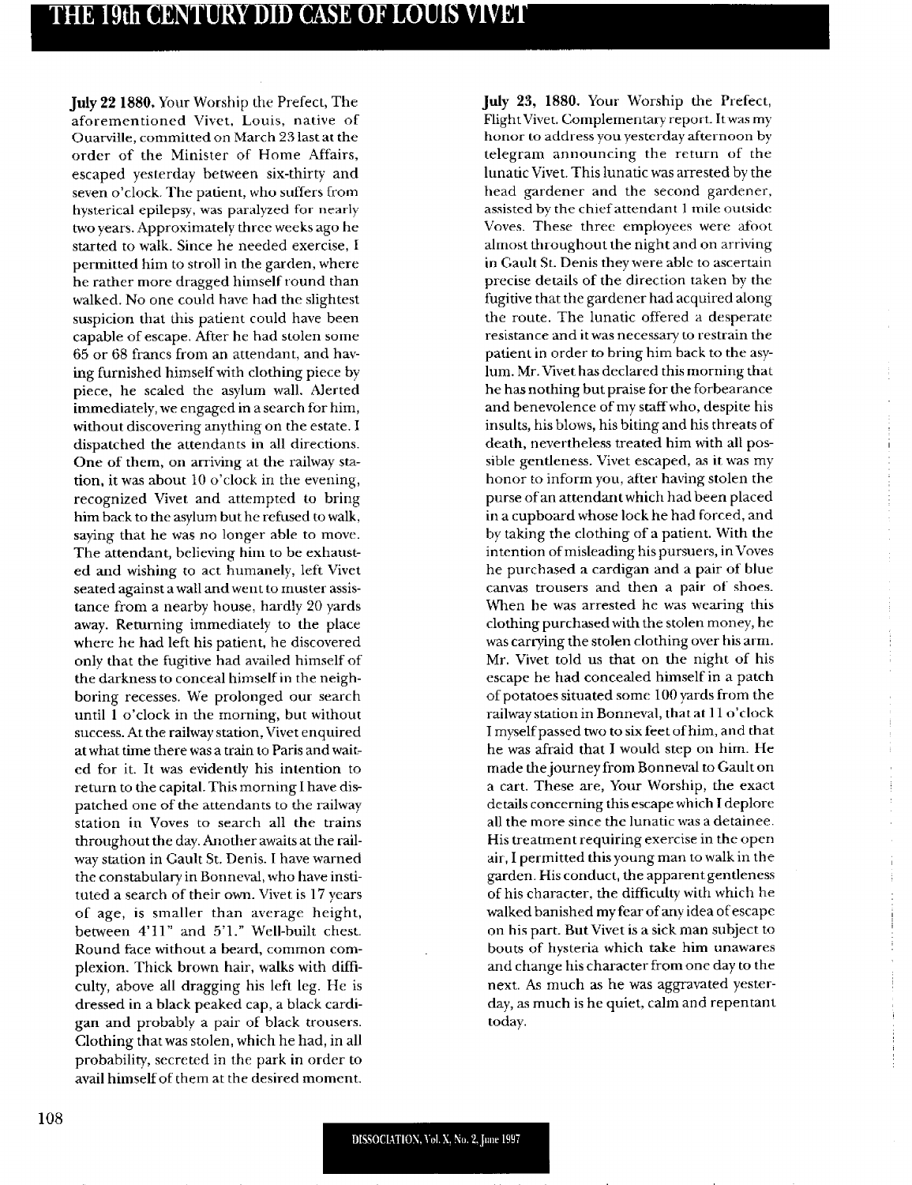**July 22 1880.** Your Worship the Prefect, The aforementioned Vivet, Louis, native of Ouarville, committed on March 23 last at the order of the Minister of Home Affairs, escaped yesterday between six-thirty and seven o'clock. The patient, who suffers from hysterical epilepsy, was paralyzed for nearly two years. Approximately three weeks ago he started to walk. Since he needed exercise, I permitted him to stroll in the garden, where he rather more dragged himself round than walked. No one could have had the slightest suspicion that this patient could have been capable of escape. After he had stolen some 65 or 68 francs from an attendant, and having furnished himself with clothing piece by piece, he scaled the asylum wall. Alerted immediately, we engaged in a search for him, without discovering anything on the estate. I dispatched the attendants in all directions. One of them, on arriving at the railway station, it was about 10 o'clock in the evening, recognized Vivet and attempted to bring him back to the asylum but he refused to walk, saying that he was no longer able to move. The attendant, believing him to be exhausted and wishing to act humanely, left Vivet seated against a wall and went to muster assistance from a nearby house, hardly 20 yards away. Returning immediately to the place where he had left his patient, he discovered only that the fugitive had availed himself of the darkness to conceal himself in the neighboring recesses. We prolonged our search until 1 o'clock in the morning, but without success. At the railway station, Vivet enquired at what time there was a train to Paris and waited for it. It was evidently his intention to return to the capital. This morning I have dispatched one of the attendants to the railway station in Voves to search all the trains throughout the day. Another awaits at the railway station in Gault St. Denis. I have warned the constabulary in Bonneval, who have instituted a search of their own. Vivet is 17 years of age, is smaller than average height, between 4'11" and 5'1." Well-built chest. Round face without a beard, common complexion. Thick brown hair, walks with difficulty, above all dragging his left leg. He is dressed in a black peaked cap, a black cardigan and probably a pair of black trousers. Clothing that was stolen, which he had, in all probability, secreted in the park in order to avail himself of them at the desired moment.

**July 23, 1880.** Your Worship the Prefect, Flight Vivet. Complementary report. It was my honor to address you yesterday afternoon by telegram announcing the return of the lunatic Vivet. This lunatic was arrested by the head gardener and the second gardener, assisted by the chief attendant 1 mile outside Voves. These three employees were afoot almost throughout the night and on arriving in Gault St. Denis they were able to ascertain precise details of the direction taken by the fugitive that the gardener had acquired along the route. The lunatic offered a desperate resistance and it was necessary to restrain the patient in order to bring him back to the asylum. Mr. Vivet has declared this morning that he has nothing but praise for the forbearance and benevolence of my staff who, despite his insults, his blows, his biting and his threats of death, nevertheless treated him with all possible gentleness. Vivet escaped, as it was my honor to inform you, after having stolen the purse of an attendant which had been placed in a cupboard whose lock he had forced, and by taking the clothing of a patient. With the intention of misleading his pursuers, in Voves he purchased a cardigan and a pair of blue canvas trousers and then a pair of shoes. When he was arrested he was wearing this clothing purchased with the stolen money, he was carrying the stolen clothing over his arm. Mr. Vivet told us that on the night of his escape he had concealed himself in a patch of potatoes situated some 100 yards from the railway station in Bonneval, that at 11 o'clock I myself passed two to six feet of him, and that he was afraid that I would step on him. He made the journey from Bonneval to Gault on a cart. These are, Your Worship, the exact details concerning this escape which I deplore all the more since the lunatic was a detainee. His treatment requiring exercise in the open air, I permitted this young man to walk in the garden. His conduct, the apparent gentleness of his character, the difficulty with which he walked banished my fear of any idea of escape on his part. But Vivet is a sick man subject to bouts of hysteria which take him unawares and change his character from one day to the next. As much as he was aggravated yesterday, as much is he quiet, calm and repentant today.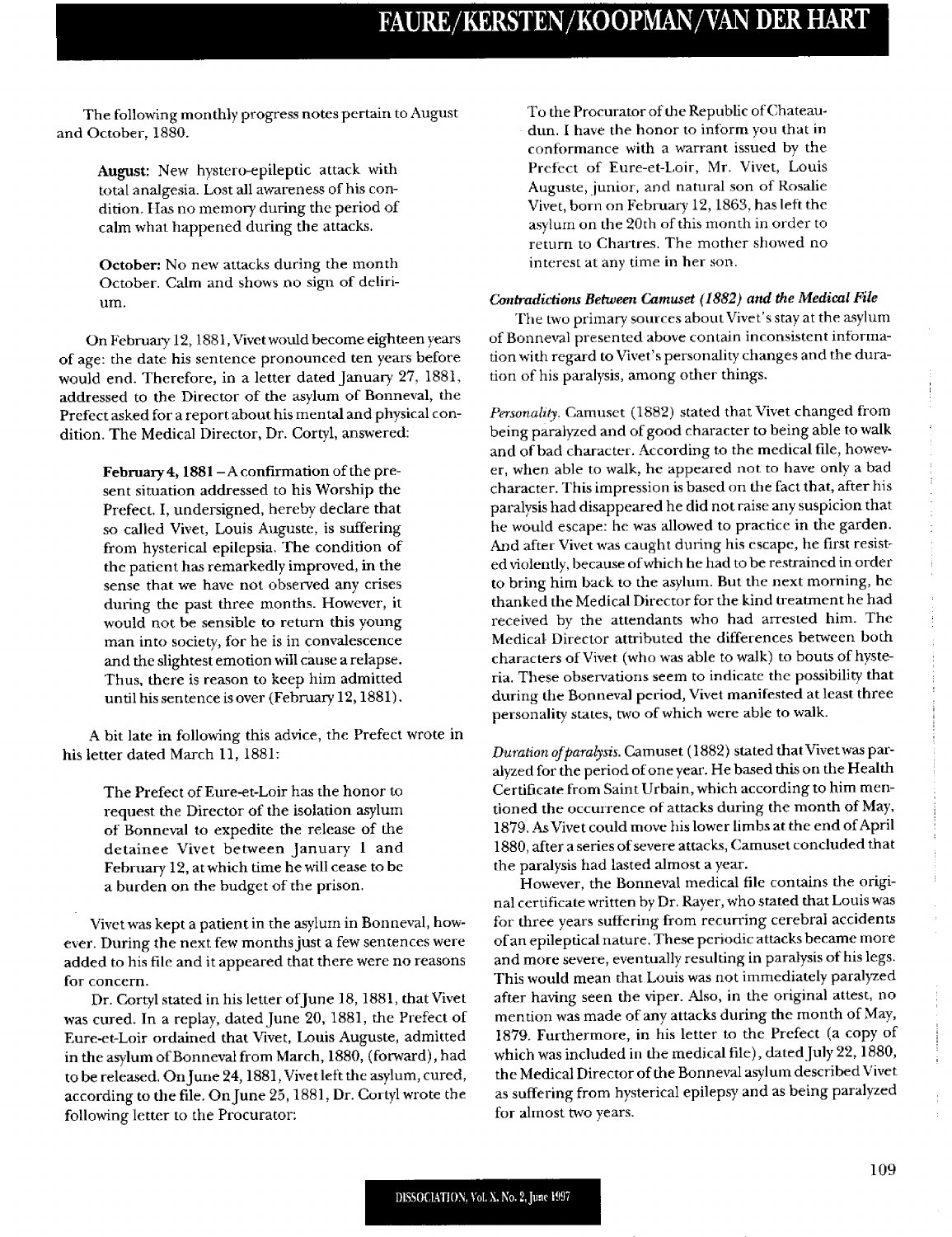The following monthly progress notes pertain to August and October, 1880.

> **August:** New hystero-epileptic attack with total analgesia. Lost all awareness of his condition. Has no memory during the period of calm what happened during the attacks.
>
> **October:** No new attacks during the month October. Calm and shows no sign of delirium.

On February 12, 1881, Vivet would become eighteen years of age: the date his sentence pronounced ten years before would end. Therefore, in a letter dated January 27, 1881, addressed to the Director of the asylum of Bonneval, the Prefect asked for a report about his mental and physical condition. The Medical Director, Dr. Cortyl, answered:

> **February 4, 1881** – A confirmation of the present situation addressed to his Worship the Prefect. I, undersigned, hereby declare that so called Vivet, Louis Auguste, is suffering from hysterical epilepsia. The condition of the patient has remarkedly improved, in the sense that we have not observed any crises during the past three months. However, it would not be sensible to return this young man into society, for he is in convalescence and the slightest emotion will cause a relapse. Thus, there is reason to keep him admitted until his sentence is over (February 12, 1881).

A bit late in following this advice, the Prefect wrote in his letter dated March 11, 1881:

> The Prefect of Eure-et-Loir has the honor to request the Director of the isolation asylum of Bonneval to expedite the release of the detainee Vivet between January 1 and February 12, at which time he will cease to be a burden on the budget of the prison.

Vivet was kept a patient in the asylum in Bonneval, however. During the next few months just a few sentences were added to his file and it appeared that there were no reasons for concern.

Dr. Cortyl stated in his letter of June 18, 1881, that Vivet was cured. In a replay, dated June 20, 1881, the Prefect of Eure-et-Loir ordained that Vivet, Louis Auguste, admitted in the asylum of Bonneval from March, 1880, (forward), had to be released. On June 24, 1881, Vivet left the asylum, cured, according to the file. On June 25, 1881, Dr. Cortyl wrote the following letter to the Procurator:

> To the Procurator of the Republic of Chateaudun. I have the honor to inform you that in conformance with a warrant issued by the Prefect of Eure-et-Loir, Mr. Vivet, Louis Auguste, junior, and natural son of Rosalie Vivet, born on February 12, 1863, has left the asylum on the 20th of this month in order to return to Chartres. The mother showed no interest at any time in her son.

#### *Contradictions Between Camuset (1882) and the Medical File*

The two primary sources about Vivet's stay at the asylum of Bonneval presented above contain inconsistent information with regard to Vivet's personality changes and the duration of his paralysis, among other things.

*Personality.* Camuset (1882) stated that Vivet changed from being paralyzed and of good character to being able to walk and of bad character. According to the medical file, however, when able to walk, he appeared not to have only a bad character. This impression is based on the fact that, after his paralysis had disappeared he did not raise any suspicion that he would escape: he was allowed to practice in the garden. And after Vivet was caught during his escape, he first resisted violently, because of which he had to be restrained in order to bring him back to the asylum. But the next morning, he thanked the Medical Director for the kind treatment he had received by the attendants who had arrested him. The Medical Director attributed the differences between both characters of Vivet (who was able to walk) to bouts of hysteria. These observations seem to indicate the possibility that during the Bonneval period, Vivet manifested at least three personality states, two of which were able to walk.

*Duration of paralysis.* Camuset (1882) stated that Vivet was paralyzed for the period of one year. He based this on the Health Certificate from Saint Urbain, which according to him mentioned the occurrence of attacks during the month of May, 1879. As Vivet could move his lower limbs at the end of April 1880, after a series of severe attacks, Camuset concluded that the paralysis had lasted almost a year.

However, the Bonneval medical file contains the original certificate written by Dr. Rayer, who stated that Louis was for three years suffering from recurring cerebral accidents of an epileptical nature. These periodic attacks became more and more severe, eventually resulting in paralysis of his legs. This would mean that Louis was not immediately paralyzed after having seen the viper. Also, in the original attest, no mention was made of any attacks during the month of May, 1879. Furthermore, in his letter to the Prefect (a copy of which was included in the medical file), dated July 22, 1880, the Medical Director of the Bonneval asylum described Vivet as suffering from hysterical epilepsy and as being paralyzed for almost two years.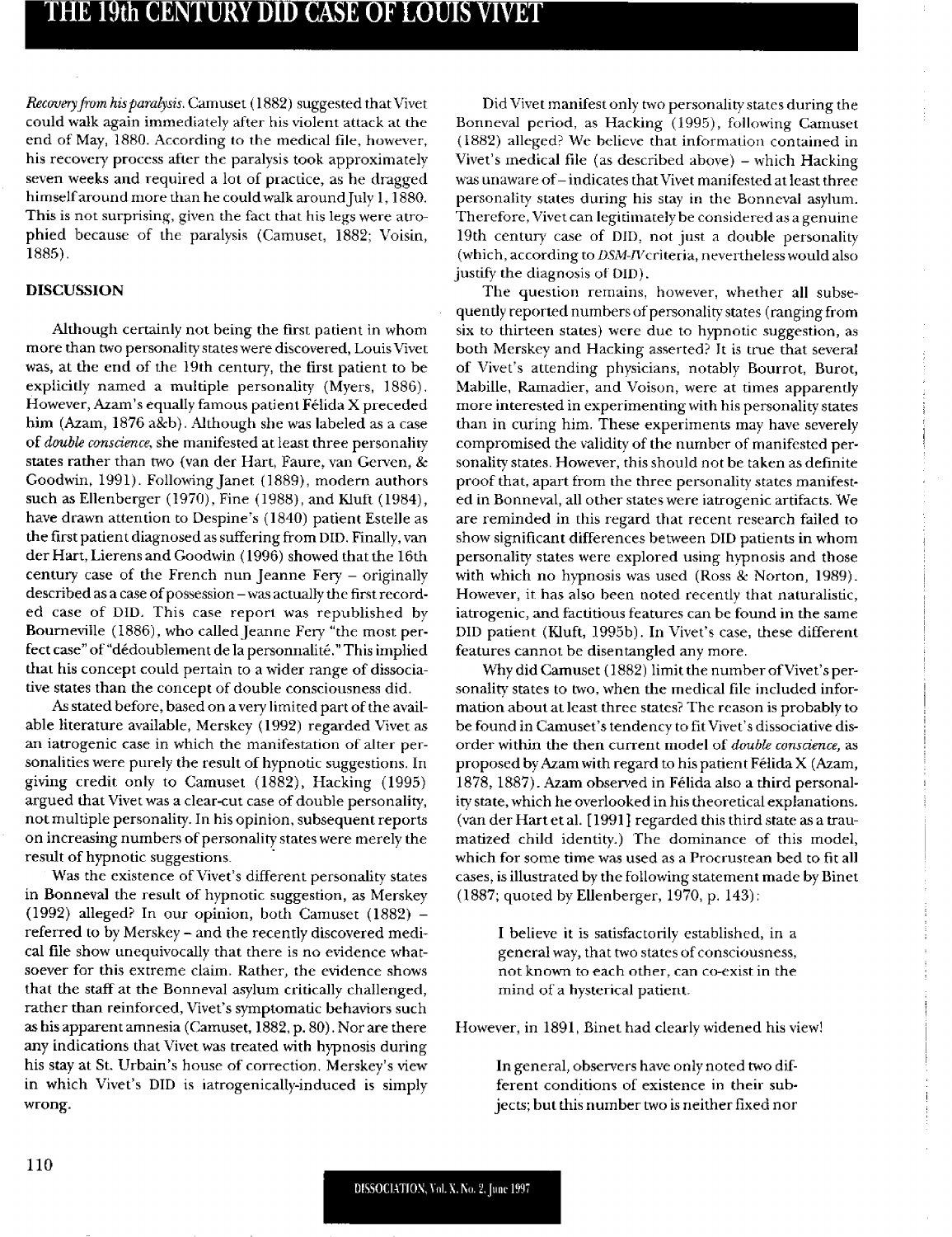*Recovery from his paralysis.* Camuset (1882) suggested that Vivet could walk again immediately after his violent attack at the end of May, 1880. According to the medical file, however, his recovery process after the paralysis took approximately seven weeks and required a lot of practice, as he dragged himself around more than he could walk around July 1, 1880. This is not surprising, given the fact that his legs were atrophied because of the paralysis (Camuset, 1882; Voisin, 1885).

## DISCUSSION

Although certainly not being the first patient in whom more than two personality states were discovered, Louis Vivet was, at the end of the 19th century, the first patient to be explicitly named a multiple personality (Myers, 1886). However, Azam's equally famous patient Félida X preceded him (Azam, 1876 a&b). Although she was labeled as a case of *double conscience,* she manifested at least three personality states rather than two (van der Hart, Faure, van Gerven, & Goodwin, 1991). Following Janet (1889), modern authors such as Ellenberger (1970), Fine (1988), and Kluft (1984), have drawn attention to Despine's (1840) patient Estelle as the first patient diagnosed as suffering from DID. Finally, van der Hart, Lierens and Goodwin (1996) showed that the 16th century case of the French nun Jeanne Fery – originally described as a case of possession – was actually the first recorded case of DID. This case report was republished by Bourneville (1886), who called Jeanne Fery "the most perfect case" of "dédoublement de la personnalité." This implied that his concept could pertain to a wider range of dissociative states than the concept of double consciousness did.

As stated before, based on a very limited part of the available literature available, Merskey (1992) regarded Vivet as an iatrogenic case in which the manifestation of alter personalities were purely the result of hypnotic suggestions. In giving credit only to Camuset (1882), Hacking (1995) argued that Vivet was a clear-cut case of double personality, not multiple personality. In his opinion, subsequent reports on increasing numbers of personality states were merely the result of hypnotic suggestions.

Was the existence of Vivet's different personality states in Bonneval the result of hypnotic suggestion, as Merskey (1992) alleged? In our opinion, both Camuset (1882) – referred to by Merskey – and the recently discovered medical file show unequivocally that there is no evidence whatsoever for this extreme claim. Rather, the evidence shows that the staff at the Bonneval asylum critically challenged, rather than reinforced, Vivet's symptomatic behaviors such as his apparent amnesia (Camuset, 1882, p. 80). Nor are there any indications that Vivet was treated with hypnosis during his stay at St. Urbain's house of correction. Merskey's view in which Vivet's DID is iatrogenically-induced is simply wrong.

Did Vivet manifest only two personality states during the Bonneval period, as Hacking (1995), following Camuset (1882) alleged? We believe that information contained in Vivet's medical file (as described above) – which Hacking was unaware of – indicates that Vivet manifested at least three personality states during his stay in the Bonneval asylum. Therefore, Vivet can legitimately be considered as a genuine 19th century case of DID, not just a double personality (which, according to *DSM-IV* criteria, nevertheless would also justify the diagnosis of DID).

The question remains, however, whether all subsequently reported numbers of personality states (ranging from six to thirteen states) were due to hypnotic suggestion, as both Merskey and Hacking asserted? It is true that several of Vivet's attending physicians, notably Bourrot, Burot, Mabille, Ramadier, and Voison, were at times apparently more interested in experimenting with his personality states than in curing him. These experiments may have severely compromised the validity of the number of manifested personality states. However, this should not be taken as definite proof that, apart from the three personality states manifested in Bonneval, all other states were iatrogenic artifacts. We are reminded in this regard that recent research failed to show significant differences between DID patients in whom personality states were explored using hypnosis and those with which no hypnosis was used (Ross & Norton, 1989). However, it has also been noted recently that naturalistic, iatrogenic, and factitious features can be found in the same DID patient (Kluft, 1995b). In Vivet's case, these different features cannot be disentangled any more.

Why did Camuset (1882) limit the number of Vivet's personality states to two, when the medical file included information about at least three states? The reason is probably to be found in Camuset's tendency to fit Vivet's dissociative disorder within the then current model of *double conscience,* as proposed by Azam with regard to his patient Félida X (Azam, 1878, 1887). Azam observed in Félida also a third personality state, which he overlooked in his theoretical explanations. (van der Hart et al. [1991] regarded this third state as a traumatized child identity.) The dominance of this model, which for some time was used as a Procrustean bed to fit all cases, is illustrated by the following statement made by Binet (1887; quoted by Ellenberger, 1970, p. 143):

> I believe it is satisfactorily established, in a general way, that two states of consciousness, not known to each other, can co-exist in the mind of a hysterical patient.

However, in 1891, Binet had clearly widened his view!

> In general, observers have only noted two different conditions of existence in their subjects; but this number two is neither fixed nor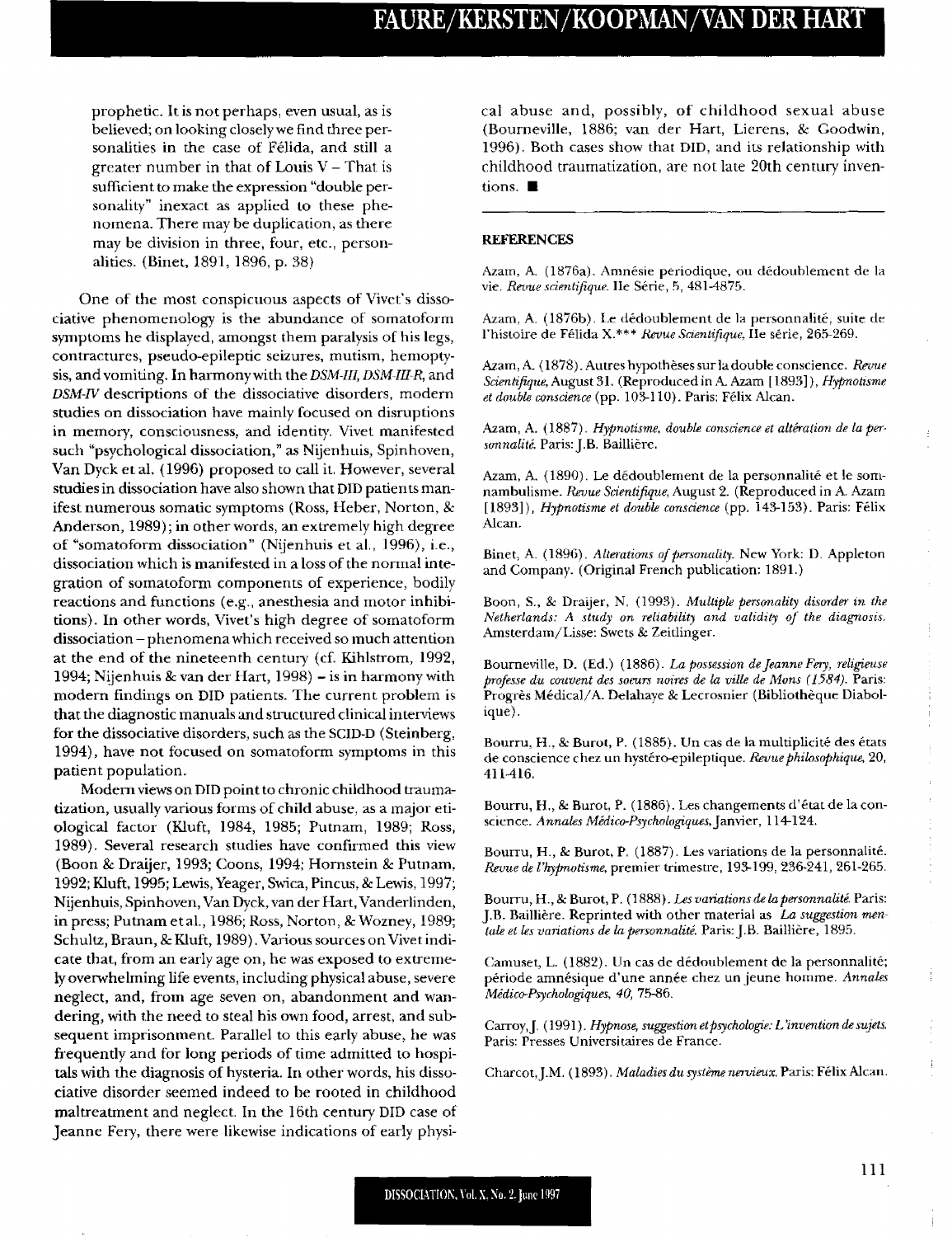prophetic. It is not perhaps, even usual, as is believed; on looking closely we find three personalities in the case of Félida, and still a greater number in that of Louis V – That is sufficient to make the expression "double personality" inexact as applied to these phenomena. There may be duplication, as there may be division in three, four, etc., personalities. (Binet, 1891, 1896, p. 38)

One of the most conspicuous aspects of Vivet's dissociative phenomenology is the abundance of somatoform symptoms he displayed, amongst them paralysis of his legs, contractures, pseudo-epileptic seizures, mutism, hemoptysis, and vomiting. In harmony with the *DSM-III*, *DSM-III-R*, and *DSM-IV* descriptions of the dissociative disorders, modern studies on dissociation have mainly focused on disruptions in memory, consciousness, and identity. Vivet manifested such "psychological dissociation," as Nijenhuis, Spinhoven, Van Dyck et al. (1996) proposed to call it. However, several studies in dissociation have also shown that DID patients manifest numerous somatic symptoms (Ross, Heber, Norton, & Anderson, 1989); in other words, an extremely high degree of "somatoform dissociation" (Nijenhuis et al., 1996), i.e., dissociation which is manifested in a loss of the normal integration of somatoform components of experience, bodily reactions and functions (e.g., anesthesia and motor inhibitions). In other words, Vivet's high degree of somatoform dissociation – phenomena which received so much attention at the end of the nineteenth century (cf. Kihlstrom, 1992, 1994; Nijenhuis & van der Hart, 1998) – is in harmony with modern findings on DID patients. The current problem is that the diagnostic manuals and structured clinical interviews for the dissociative disorders, such as the SCID-D (Steinberg, 1994), have not focused on somatoform symptoms in this patient population.

Modern views on DID point to chronic childhood traumatization, usually various forms of child abuse, as a major etiological factor (Kluft, 1984, 1985; Putnam, 1989; Ross, 1989). Several research studies have confirmed this view (Boon & Draijer, 1993; Coons, 1994; Hornstein & Putnam, 1992; Kluft, 1995; Lewis, Yeager, Swica, Pincus, & Lewis, 1997; Nijenhuis, Spinhoven, Van Dyck, van der Hart, Vanderlinden, in press; Putnam et al., 1986; Ross, Norton, & Wozney, 1989; Schultz, Braun, & Kluft, 1989). Various sources on Vivet indicate that, from an early age on, he was exposed to extremely overwhelming life events, including physical abuse, severe neglect, and, from age seven on, abandonment and wandering, with the need to steal his own food, arrest, and subsequent imprisonment. Parallel to this early abuse, he was frequently and for long periods of time admitted to hospitals with the diagnosis of hysteria. In other words, his dissociative disorder seemed indeed to be rooted in childhood maltreatment and neglect. In the 16th century DID case of Jeanne Fery, there were likewise indications of early physical abuse and, possibly, of childhood sexual abuse (Bourneville, 1886; van der Hart, Lierens, & Goodwin, 1996). Both cases show that DID, and its relationship with childhood traumatization, are not late 20th century inventions. ■

## REFERENCES

Azam, A. (1876a). Amnésie periodique, ou dédoublement de la vie. *Revue scientifique*. IIe Série, 5, 481-4875.

Azam, A. (1876b). Le dédoublement de la personnalité, suite de l'histoire de Félida X.*** *Revue Scientifique*, IIe série, 265-269.

Azam, A. (1878). Autres hypothèses sur la double conscience. *Revue Scientifique*, August 31. (Reproduced in A. Azam [1893]), *Hypnotisme et double conscience* (pp. 103-110). Paris: Félix Alcan.

Azam, A. (1887). *Hypnotisme, double conscience et altération de la personnalité.* Paris: J.B. Baillière.

Azam, A. (1890). Le dédoublement de la personnalité et le somnambulisme. *Revue Scientifique*, August 2. (Reproduced in A. Azam [1893]), *Hypnotisme et double conscience* (pp. 143-153). Paris: Félix Alcan.

Binet, A. (1896). *Alterations of personality*. New York: D. Appleton and Company. (Original French publication: 1891.)

Boon, S., & Draijer, N. (1993). *Multiple personality disorder in the Netherlands: A study on reliability and validity of the diagnosis.* Amsterdam/Lisse: Swets & Zeitlinger.

Bourneville, D. (Ed.) (1886). *La possession de Jeanne Fery, religieuse professe du couvent des soeurs noires de la ville de Mons (1584).* Paris: Progrès Médical/A. Delahaye & Lecrosnier (Bibliothèque Diabolique).

Bourru, H., & Burot, P. (1885). Un cas de la multiplicité des états de conscience chez un hystéro-epileptique. *Revue philosophique*, 20, 411-416.

Bourru, H., & Burot, P. (1886). Les changements d'état de la conscience. *Annales Médico-Psychologiques*, Janvier, 114-124.

Bourru, H., & Burot, P. (1887). Les variations de la personnalité. *Revue de l'hypnotisme*, premier trimestre, 193-199, 236-241, 261-265.

Bourru, H., & Burot, P. (1888). *Les variations de la personnalité.* Paris: J.B. Baillière. Reprinted with other material as *La suggestion mentale et les variations de la personnalité.* Paris: J.B. Baillière, 1895.

Camuset, L. (1882). Un cas de dédoublement de la personnalité; période amnésique d'une année chez un jeune homme. *Annales Médico-Psychologiques*, 40, 75-86.

Carroy, J. (1991). *Hypnose, suggestion et psychologie: L'invention de sujets.* Paris: Presses Universitaires de France.

Charcot, J.M. (1893). *Maladies du système nerveux.* Paris: Félix Alcan.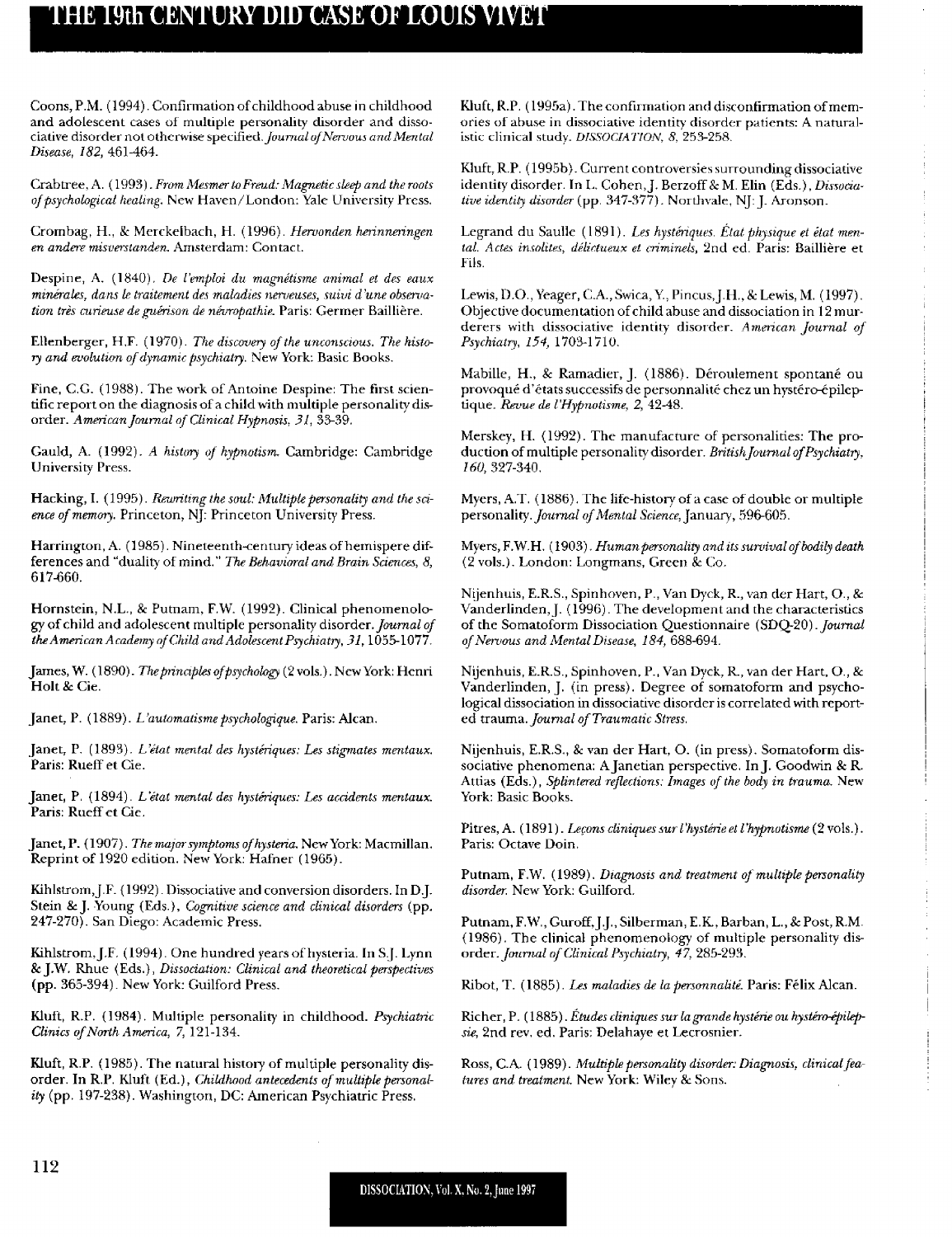Coons, P.M. (1994). Confirmation of childhood abuse in childhood and adolescent cases of multiple personality disorder and dissociative disorder not otherwise specified. *Journal of Nervous and Mental Disease, 182*, 461-464.

Crabtree, A. (1993). *From Mesmer to Freud: Magnetic sleep and the roots of psychological healing*. New Haven/London: Yale University Press.

Crombag, H., & Merckelbach, H. (1996). *Hervonden herinneringen en andere misverstanden*. Amsterdam: Contact.

Despine, A. (1840). *De l'emploi du magnétisme animal et des eaux minérales, dans le traitement des maladies nerveuses, suivi d'une observation très curieuse de guérison de névropathie*. Paris: Germer Baillière.

Ellenberger, H.F. (1970). *The discovery of the unconscious. The history and evolution of dynamic psychiatry*. New York: Basic Books.

Fine, C.G. (1988). The work of Antoine Despine: The first scientific report on the diagnosis of a child with multiple personality disorder. *American Journal of Clinical Hypnosis, 31*, 33-39.

Gauld, A. (1992). *A history of hypnotism*. Cambridge: Cambridge University Press.

Hacking, I. (1995). *Rewriting the soul: Multiple personality and the science of memory*. Princeton, NJ: Princeton University Press.

Harrington, A. (1985). Nineteenth-century ideas of hemispere differences and "duality of mind." *The Behavioral and Brain Sciences, 8*, 617-660.

Hornstein, N.L., & Putnam, F.W. (1992). Clinical phenomenology of child and adolescent multiple personality disorder. *Journal of the American Academy of Child and Adolescent Psychiatry, 31*, 1055-1077.

James, W. (1890). *The principles of psychology* (2 vols.). New York: Henri Holt & Cie.

Janet, P. (1889). *L'automatisme psychologique*. Paris: Alcan.

Janet, P. (1893). *L'état mental des hystériques: Les stigmates mentaux*. Paris: Rueff et Cie.

Janet, P. (1894). *L'état mental des hystériques: Les accidents mentaux*. Paris: Rueff et Cie.

Janet, P. (1907). *The major symptoms of hysteria*. New York: Macmillan. Reprint of 1920 edition. New York: Hafner (1965).

Kihlstrom, J.F. (1992). Dissociative and conversion disorders. In D.J. Stein & J. Young (Eds.), *Cognitive science and clinical disorders* (pp. 247-270). San Diego: Academic Press.

Kihlstrom, J.F. (1994). One hundred years of hysteria. In S.J. Lynn & J.W. Rhue (Eds.), *Dissociation: Clinical and theoretical perspectives* (pp. 365-394). New York: Guilford Press.

Kluft, R.P. (1984). Multiple personality in childhood. *Psychiatric Clinics of North America, 7*, 121-134.

Kluft, R.P. (1985). The natural history of multiple personality disorder. In R.P. Kluft (Ed.), *Childhood antecedents of multiple personality* (pp. 197-238). Washington, DC: American Psychiatric Press.

Kluft, R.P. (1995a). The confirmation and disconfirmation of memories of abuse in dissociative identity disorder patients: A naturalistic clinical study. *DISSOCIATION, 8*, 253-258.

Kluft, R.P. (1995b). Current controversies surrounding dissociative identity disorder. In L. Cohen, J. Berzoff & M. Elin (Eds.), *Dissociative identity disorder* (pp. 347-377). Northvale, NJ: J. Aronson.

Legrand du Saulle (1891). *Les hystériques. État physique et état mental. Actes insolites, délictueux et criminels*, 2nd ed. Paris: Baillière et Fils.

Lewis, D.O., Yeager, C.A., Swica, Y., Pincus, J.H., & Lewis, M. (1997). Objective documentation of child abuse and dissociation in 12 murderers with dissociative identity disorder. *American Journal of Psychiatry, 154*, 1703-1710.

Mabille, H., & Ramadier, J. (1886). Déroulement spontané ou provoqué d'états successifs de personnalité chez un hystéro-épileptique. *Revue de l'Hypnotisme, 2*, 42-48.

Merskey, H. (1992). The manufacture of personalities: The production of multiple personality disorder. *British Journal of Psychiatry, 160*, 327-340.

Myers, A.T. (1886). The life-history of a case of double or multiple personality. *Journal of Mental Science*, January, 596-605.

Myers, F.W.H. (1903). *Human personality and its survival of bodily death* (2 vols.). London: Longmans, Green & Co.

Nijenhuis, E.R.S., Spinhoven, P., Van Dyck, R., van der Hart, O., & Vanderlinden, J. (1996). The development and the characteristics of the Somatoform Dissociation Questionnaire (SDQ-20). *Journal of Nervous and Mental Disease, 184*, 688-694.

Nijenhuis, E.R.S., Spinhoven, P., Van Dyck, R., van der Hart, O., & Vanderlinden, J. (in press). Degree of somatoform and psychological dissociation in dissociative disorder is correlated with reported trauma. *Journal of Traumatic Stress*.

Nijenhuis, E.R.S., & van der Hart, O. (in press). Somatoform dissociative phenomena: A Janetian perspective. In J. Goodwin & R. Attias (Eds.), *Splintered reflections: Images of the body in trauma*. New York: Basic Books.

Pitres, A. (1891). *Leçons cliniques sur l'hystérie et l'hypnotisme* (2 vols.). Paris: Octave Doin.

Putnam, F.W. (1989). *Diagnosis and treatment of multiple personality disorder*. New York: Guilford.

Putnam, F.W., Guroff, J.J., Silberman, E.K., Barban, L., & Post, R.M. (1986). The clinical phenomenology of multiple personality disorder. *Journal of Clinical Psychiatry, 47*, 285-293.

Ribot, T. (1885). *Les maladies de la personnalité*. Paris: Félix Alcan.

Richer, P. (1885). *Études cliniques sur la grande hystérie ou hystéro-épilepsie*, 2nd rev. ed. Paris: Delahaye et Lecrosnier.

Ross, C.A. (1989). *Multiple personality disorder: Diagnosis, clinical features and treatment*. New York: Wiley & Sons.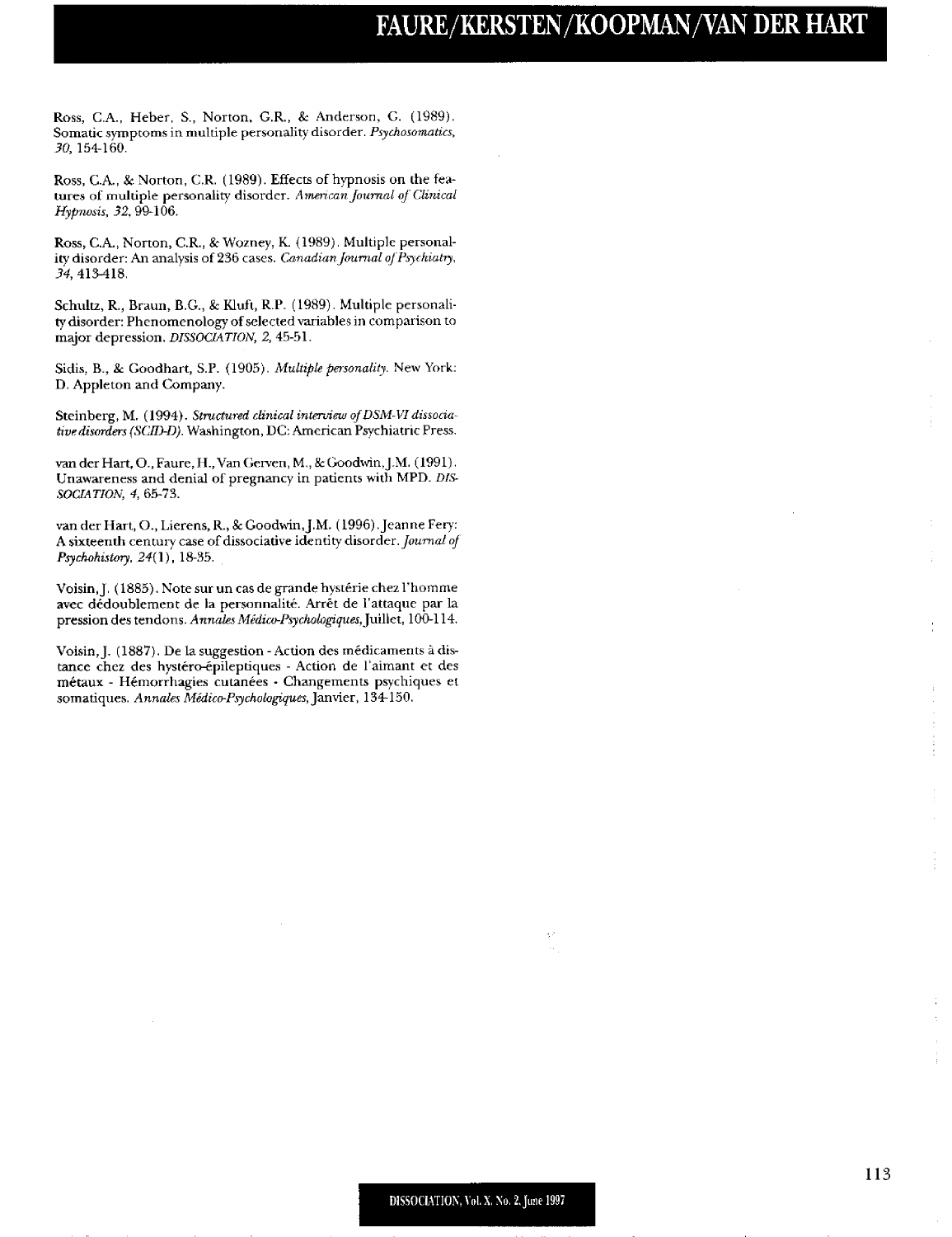Ross, C.A., Heber, S., Norton, G.R., & Anderson, G. (1989). Somatic symptoms in multiple personality disorder. *Psychosomatics, 30,* 154-160.

Ross, C.A., & Norton, C.R. (1989). Effects of hypnosis on the features of multiple personality disorder. *American Journal of Clinical Hypnosis, 32,* 99-106.

Ross, C.A., Norton, C.R., & Wozney, K. (1989). Multiple personality disorder: An analysis of 236 cases. *Canadian Journal of Psychiatry, 34,* 413-418.

Schultz, R., Braun, B.G., & Kluft, R.P. (1989). Multiple personality disorder: Phenomenology of selected variables in comparison to major depression. *DISSOCIATION, 2,* 45-51.

Sidis, B., & Goodhart, S.P. (1905). *Multiple personality.* New York: D. Appleton and Company.

Steinberg, M. (1994). *Structured clinical interview of DSM-VI dissociative disorders (SCID-D).* Washington, DC: American Psychiatric Press.

van der Hart, O., Faure, H., Van Gerven, M., & Goodwin, J.M. (1991). Unawareness and denial of pregnancy in patients with MPD. *DISSOCIATION, 4,* 65-73.

van der Hart, O., Lierens, R., & Goodwin, J.M. (1996). Jeanne Fery: A sixteenth century case of dissociative identity disorder. *Journal of Psychohistory, 24*(1), 18-35.

Voisin, J. (1885). Note sur un cas de grande hystérie chez l'homme avec dédoublement de la personnalité. Arrêt de l'attaque par la pression des tendons. *Annales Médico-Psychologiques,* Juillet, 100-114.

Voisin, J. (1887). De la suggestion - Action des médicaments à distance chez des hystéro-épileptiques - Action de l'aimant et des métaux - Hémorrhagies cutanées - Changements psychiques et somatiques. *Annales Médico-Psychologiques,* Janvier, 134-150.